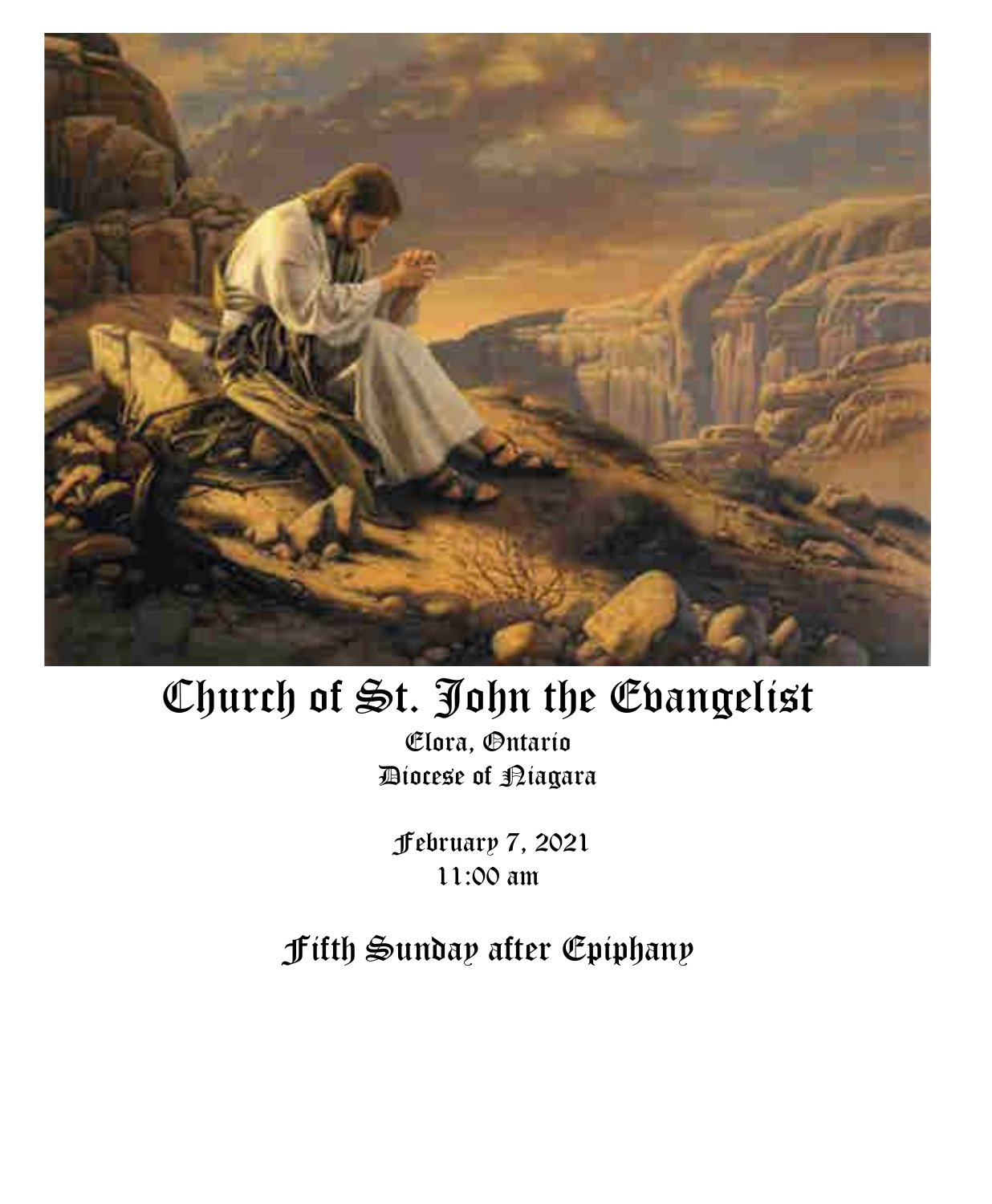# Church of St. John the Evangelist

Elora, Ontario
Diocese of Niagara

February 7, 2021
11:00 am

## Fifth Sunday after Epiphany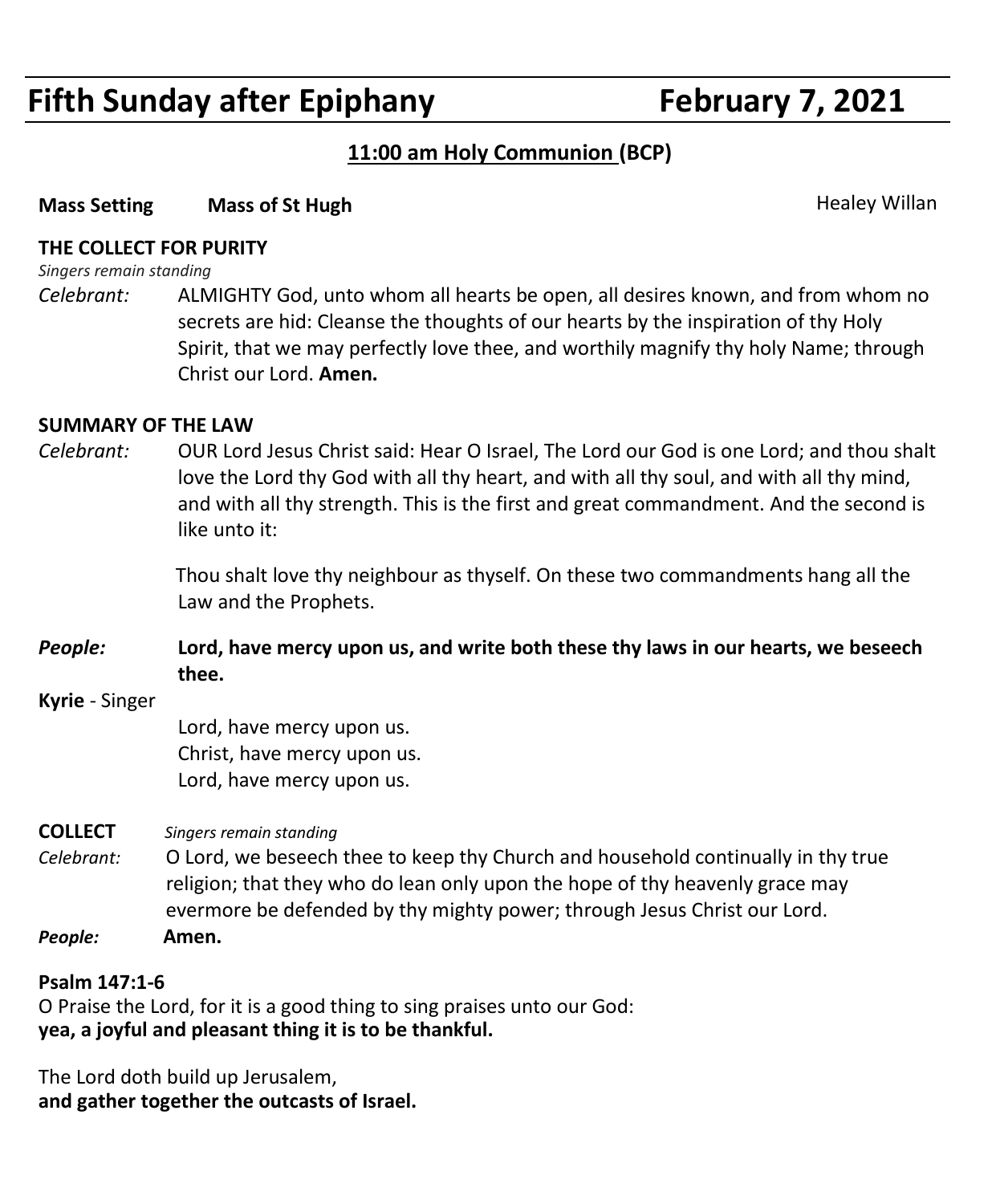# Fifth Sunday after Epiphany February 7, 2021

## 11:00 am Holy Communion (BCP)

**Mass Setting** **Mass of St Hugh** Healey Willan

**THE COLLECT FOR PURITY**

*Singers remain standing*

*Celebrant:* ALMIGHTY God, unto whom all hearts be open, all desires known, and from whom no secrets are hid: Cleanse the thoughts of our hearts by the inspiration of thy Holy Spirit, that we may perfectly love thee, and worthily magnify thy holy Name; through Christ our Lord. **Amen.**

**SUMMARY OF THE LAW**

*Celebrant:* OUR Lord Jesus Christ said: Hear O Israel, The Lord our God is one Lord; and thou shalt love the Lord thy God with all thy heart, and with all thy soul, and with all thy mind, and with all thy strength. This is the first and great commandment. And the second is like unto it:

Thou shalt love thy neighbour as thyself. On these two commandments hang all the Law and the Prophets.

***People:*** **Lord, have mercy upon us, and write both these thy laws in our hearts, we beseech thee.**

**Kyrie** - Singer

Lord, have mercy upon us.
Christ, have mercy upon us.
Lord, have mercy upon us.

**COLLECT** *Singers remain standing*

*Celebrant:* O Lord, we beseech thee to keep thy Church and household continually in thy true religion; that they who do lean only upon the hope of thy heavenly grace may evermore be defended by thy mighty power; through Jesus Christ our Lord.

***People:*** **Amen.**

**Psalm 147:1-6**

O Praise the Lord, for it is a good thing to sing praises unto our God:
**yea, a joyful and pleasant thing it is to be thankful.**

The Lord doth build up Jerusalem,
**and gather together the outcasts of Israel.**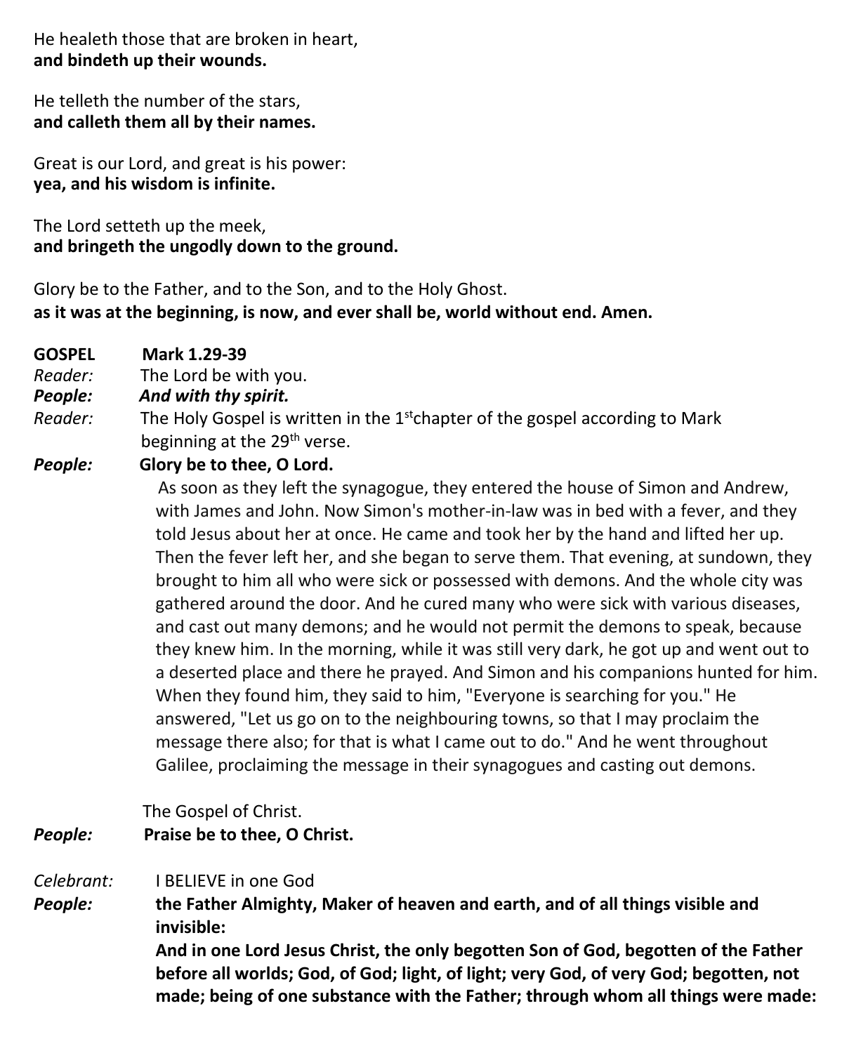He healeth those that are broken in heart,
**and bindeth up their wounds.**

He telleth the number of the stars,
**and calleth them all by their names.**

Great is our Lord, and great is his power:
**yea, and his wisdom is infinite.**

The Lord setteth up the meek,
**and bringeth the ungodly down to the ground.**

Glory be to the Father, and to the Son, and to the Holy Ghost.
**as it was at the beginning, is now, and ever shall be, world without end. Amen.**

**GOSPEL** **Mark 1.29-39**

*Reader:* The Lord be with you.

***People:*** ***And with thy spirit.***

*Reader:* The Holy Gospel is written in the 1st chapter of the gospel according to Mark beginning at the 29th verse.

***People:*** **Glory be to thee, O Lord.**

As soon as they left the synagogue, they entered the house of Simon and Andrew, with James and John. Now Simon's mother-in-law was in bed with a fever, and they told Jesus about her at once. He came and took her by the hand and lifted her up. Then the fever left her, and she began to serve them. That evening, at sundown, they brought to him all who were sick or possessed with demons. And the whole city was gathered around the door. And he cured many who were sick with various diseases, and cast out many demons; and he would not permit the demons to speak, because they knew him. In the morning, while it was still very dark, he got up and went out to a deserted place and there he prayed. And Simon and his companions hunted for him. When they found him, they said to him, "Everyone is searching for you." He answered, "Let us go on to the neighbouring towns, so that I may proclaim the message there also; for that is what I came out to do." And he went throughout Galilee, proclaiming the message in their synagogues and casting out demons.

The Gospel of Christ.

***People:*** **Praise be to thee, O Christ.**

*Celebrant:* I BELIEVE in one God

***People:*** **the Father Almighty, Maker of heaven and earth, and of all things visible and invisible:**

**And in one Lord Jesus Christ, the only begotten Son of God, begotten of the Father before all worlds; God, of God; light, of light; very God, of very God; begotten, not made; being of one substance with the Father; through whom all things were made:**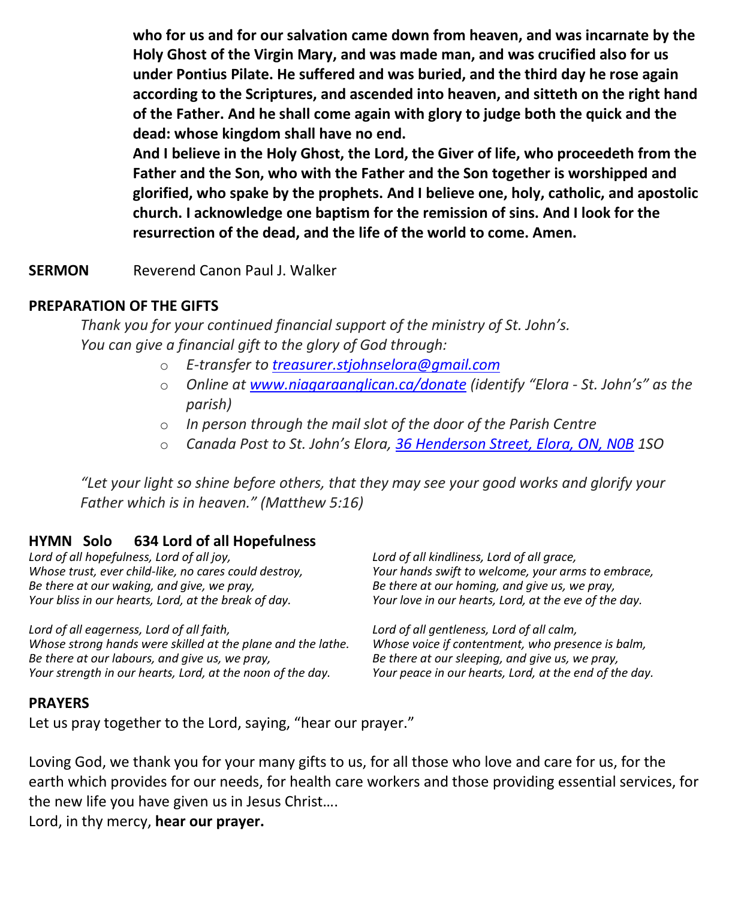**who for us and for our salvation came down from heaven, and was incarnate by the Holy Ghost of the Virgin Mary, and was made man, and was crucified also for us under Pontius Pilate. He suffered and was buried, and the third day he rose again according to the Scriptures, and ascended into heaven, and sitteth on the right hand of the Father. And he shall come again with glory to judge both the quick and the dead: whose kingdom shall have no end.**
**And I believe in the Holy Ghost, the Lord, the Giver of life, who proceedeth from the Father and the Son, who with the Father and the Son together is worshipped and glorified, who spake by the prophets. And I believe one, holy, catholic, and apostolic church. I acknowledge one baptism for the remission of sins. And I look for the resurrection of the dead, and the life of the world to come. Amen.**

**SERMON** Reverend Canon Paul J. Walker

**PREPARATION OF THE GIFTS**

*Thank you for your continued financial support of the ministry of St. John's.*
*You can give a financial gift to the glory of God through:*

- *E-transfer to treasurer.stjohnselora@gmail.com*
- *Online at www.niagaraanglican.ca/donate (identify "Elora - St. John's" as the parish)*
- *In person through the mail slot of the door of the Parish Centre*
- *Canada Post to St. John's Elora, 36 Henderson Street, Elora, ON, N0B 1SO*

*"Let your light so shine before others, that they may see your good works and glorify your Father which is in heaven." (Matthew 5:16)*

**HYMN Solo 634 Lord of all Hopefulness**

*Lord of all hopefulness, Lord of all joy,*
*Whose trust, ever child-like, no cares could destroy,*
*Be there at our waking, and give, we pray,*
*Your bliss in our hearts, Lord, at the break of day.*

*Lord of all eagerness, Lord of all faith,*
*Whose strong hands were skilled at the plane and the lathe.*
*Be there at our labours, and give us, we pray,*
*Your strength in our hearts, Lord, at the noon of the day.*

*Lord of all kindliness, Lord of all grace,*
*Your hands swift to welcome, your arms to embrace,*
*Be there at our homing, and give us, we pray,*
*Your love in our hearts, Lord, at the eve of the day.*

*Lord of all gentleness, Lord of all calm,*
*Whose voice if contentment, who presence is balm,*
*Be there at our sleeping, and give us, we pray,*
*Your peace in our hearts, Lord, at the end of the day.*

**PRAYERS**

Let us pray together to the Lord, saying, "hear our prayer."

Loving God, we thank you for your many gifts to us, for all those who love and care for us, for the earth which provides for our needs, for health care workers and those providing essential services, for the new life you have given us in Jesus Christ….
Lord, in thy mercy, **hear our prayer.**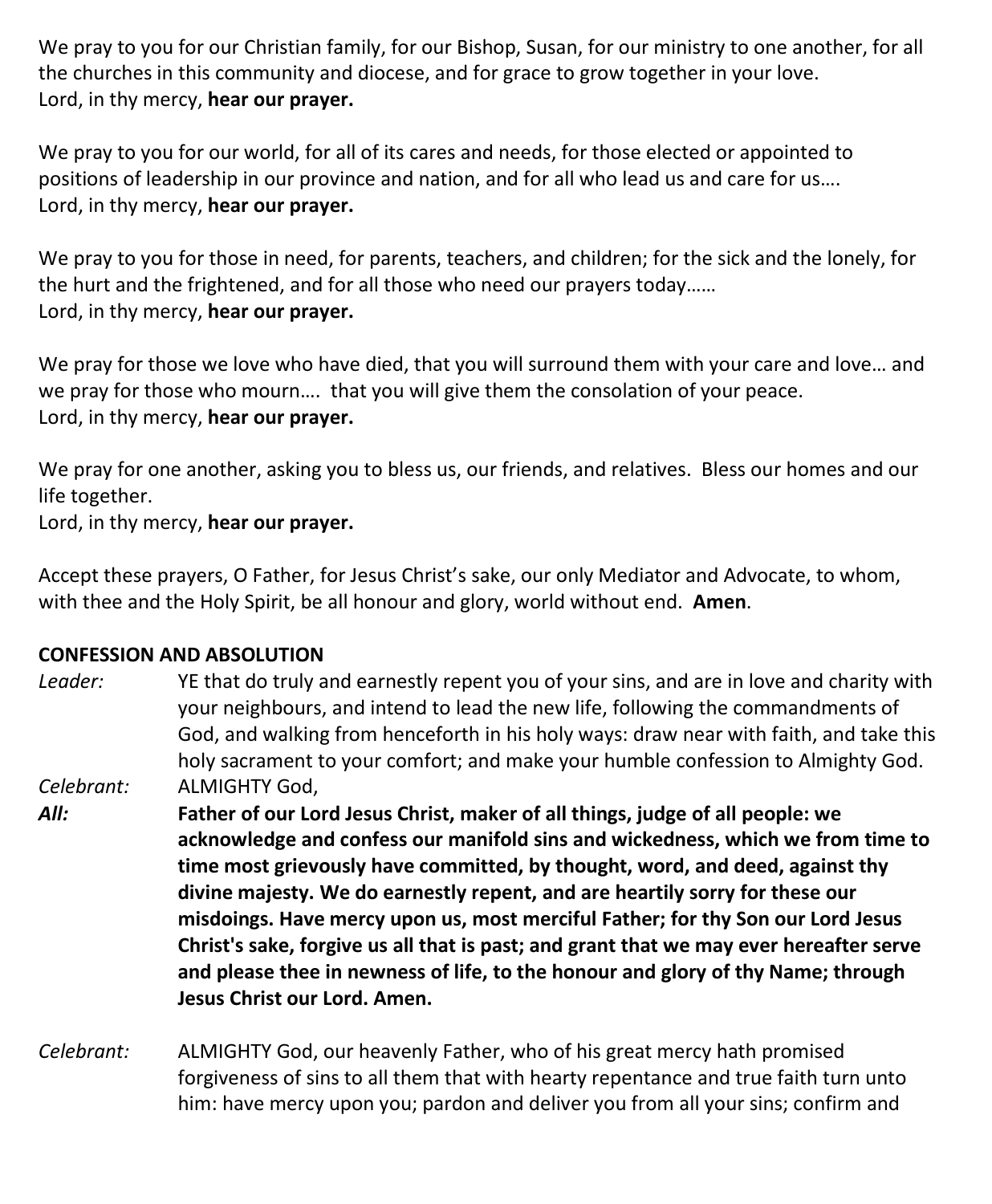We pray to you for our Christian family, for our Bishop, Susan, for our ministry to one another, for all the churches in this community and diocese, and for grace to grow together in your love.
Lord, in thy mercy, **hear our prayer.**

We pray to you for our world, for all of its cares and needs, for those elected or appointed to positions of leadership in our province and nation, and for all who lead us and care for us….
Lord, in thy mercy, **hear our prayer.**

We pray to you for those in need, for parents, teachers, and children; for the sick and the lonely, for the hurt and the frightened, and for all those who need our prayers today……
Lord, in thy mercy, **hear our prayer.**

We pray for those we love who have died, that you will surround them with your care and love… and we pray for those who mourn…. that you will give them the consolation of your peace.
Lord, in thy mercy, **hear our prayer.**

We pray for one another, asking you to bless us, our friends, and relatives. Bless our homes and our life together.
Lord, in thy mercy, **hear our prayer.**

Accept these prayers, O Father, for Jesus Christ's sake, our only Mediator and Advocate, to whom, with thee and the Holy Spirit, be all honour and glory, world without end. **Amen**.

**CONFESSION AND ABSOLUTION**

*Leader:* YE that do truly and earnestly repent you of your sins, and are in love and charity with your neighbours, and intend to lead the new life, following the commandments of God, and walking from henceforth in his holy ways: draw near with faith, and take this holy sacrament to your comfort; and make your humble confession to Almighty God.

*Celebrant:* ALMIGHTY God,

***All:*** **Father of our Lord Jesus Christ, maker of all things, judge of all people: we acknowledge and confess our manifold sins and wickedness, which we from time to time most grievously have committed, by thought, word, and deed, against thy divine majesty. We do earnestly repent, and are heartily sorry for these our misdoings. Have mercy upon us, most merciful Father; for thy Son our Lord Jesus Christ's sake, forgive us all that is past; and grant that we may ever hereafter serve and please thee in newness of life, to the honour and glory of thy Name; through Jesus Christ our Lord. Amen.**

*Celebrant:* ALMIGHTY God, our heavenly Father, who of his great mercy hath promised forgiveness of sins to all them that with hearty repentance and true faith turn unto him: have mercy upon you; pardon and deliver you from all your sins; confirm and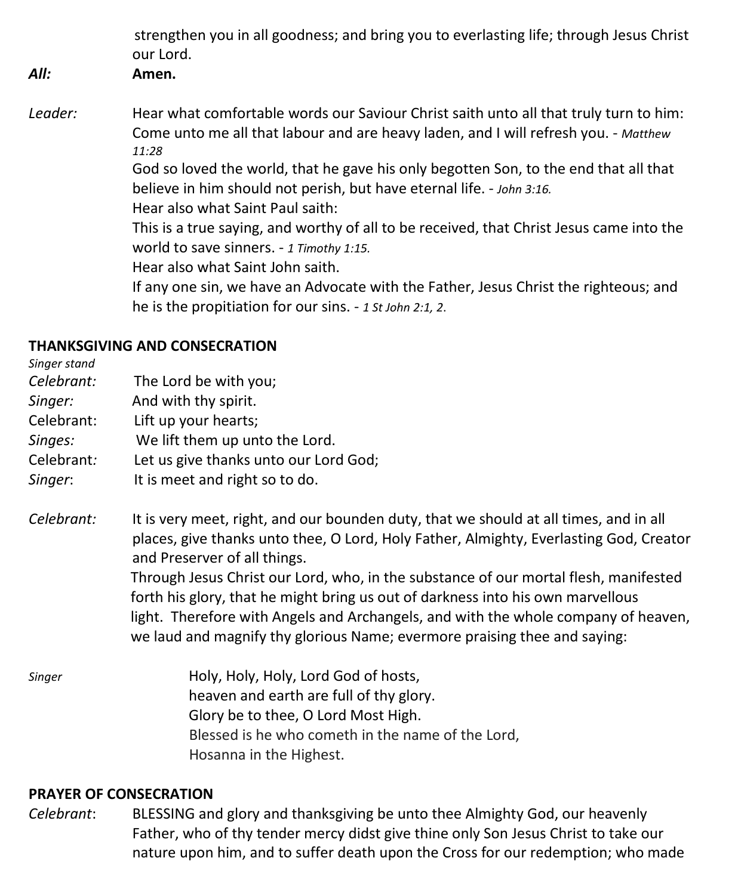strengthen you in all goodness; and bring you to everlasting life; through Jesus Christ our Lord.

***All:*** **Amen.**

*Leader:* Hear what comfortable words our Saviour Christ saith unto all that truly turn to him:
Come unto me all that labour and are heavy laden, and I will refresh you. - *Matthew 11:28*
God so loved the world, that he gave his only begotten Son, to the end that all that believe in him should not perish, but have eternal life. - *John 3:16.*
Hear also what Saint Paul saith:
This is a true saying, and worthy of all to be received, that Christ Jesus came into the world to save sinners. - *1 Timothy 1:15.*
Hear also what Saint John saith.
If any one sin, we have an Advocate with the Father, Jesus Christ the righteous; and he is the propitiation for our sins. - *1 St John 2:1, 2.*

**THANKSGIVING AND CONSECRATION**

*Singer stand*

*Celebrant:* The Lord be with you;
*Singer:* And with thy spirit.
Celebrant: Lift up your hearts;
*Singes:* We lift them up unto the Lord.
Celebrant*:* Let us give thanks unto our Lord God;
*Singer*: It is meet and right so to do.

*Celebrant:* It is very meet, right, and our bounden duty, that we should at all times, and in all places, give thanks unto thee, O Lord, Holy Father, Almighty, Everlasting God, Creator and Preserver of all things.
Through Jesus Christ our Lord, who, in the substance of our mortal flesh, manifested forth his glory, that he might bring us out of darkness into his own marvellous light. Therefore with Angels and Archangels, and with the whole company of heaven, we laud and magnify thy glorious Name; evermore praising thee and saying:

*Singer*

Holy, Holy, Holy, Lord God of hosts,
heaven and earth are full of thy glory.
Glory be to thee, O Lord Most High.
Blessed is he who cometh in the name of the Lord,
Hosanna in the Highest.

**PRAYER OF CONSECRATION**

*Celebrant*: BLESSING and glory and thanksgiving be unto thee Almighty God, our heavenly Father, who of thy tender mercy didst give thine only Son Jesus Christ to take our nature upon him, and to suffer death upon the Cross for our redemption; who made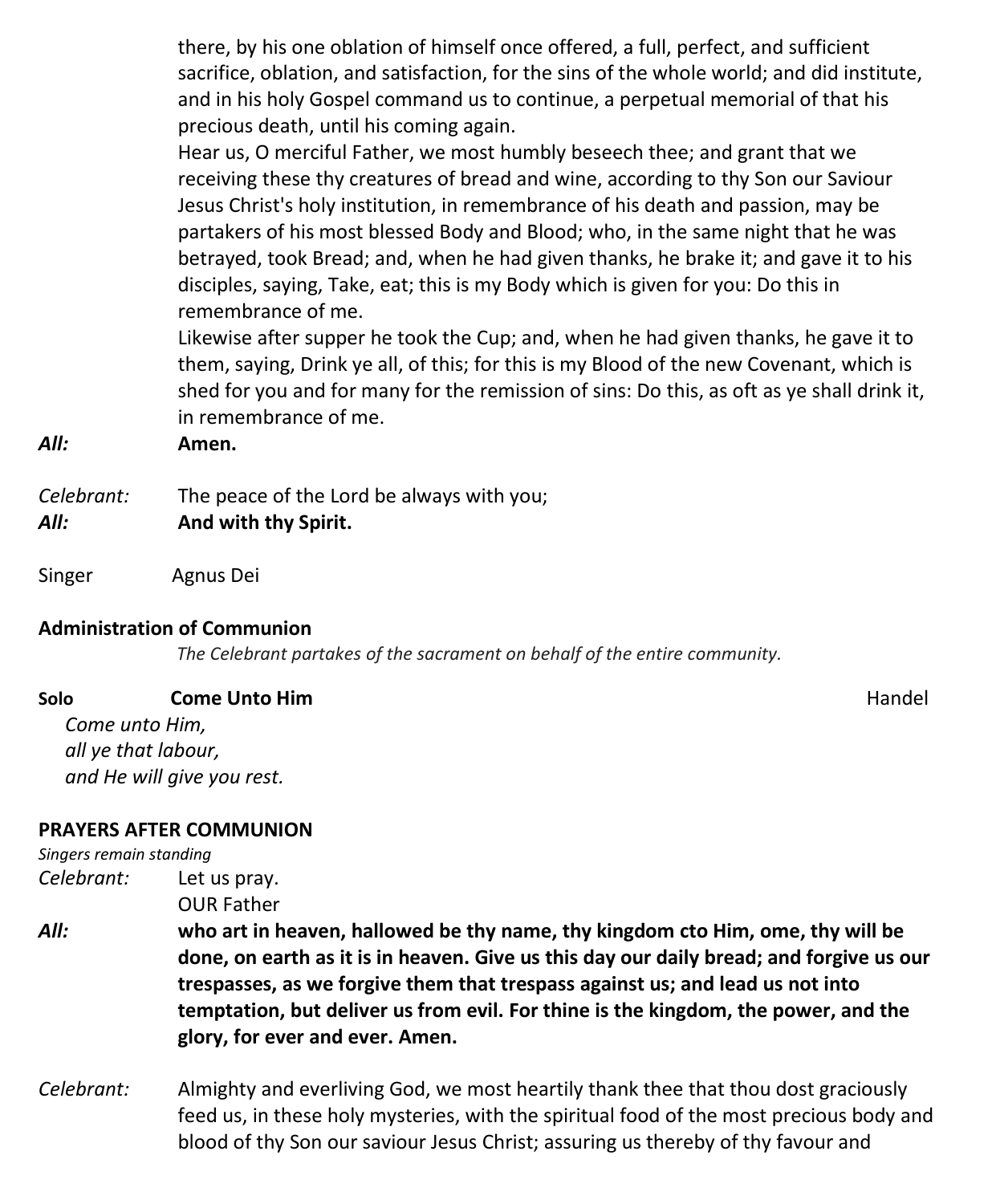there, by his one oblation of himself once offered, a full, perfect, and sufficient sacrifice, oblation, and satisfaction, for the sins of the whole world; and did institute, and in his holy Gospel command us to continue, a perpetual memorial of that his precious death, until his coming again.

Hear us, O merciful Father, we most humbly beseech thee; and grant that we receiving these thy creatures of bread and wine, according to thy Son our Saviour Jesus Christ's holy institution, in remembrance of his death and passion, may be partakers of his most blessed Body and Blood; who, in the same night that he was betrayed, took Bread; and, when he had given thanks, he brake it; and gave it to his disciples, saying, Take, eat; this is my Body which is given for you: Do this in remembrance of me.

Likewise after supper he took the Cup; and, when he had given thanks, he gave it to them, saying, Drink ye all, of this; for this is my Blood of the new Covenant, which is shed for you and for many for the remission of sins: Do this, as oft as ye shall drink it, in remembrance of me.

***All:*** **Amen.**

*Celebrant:* The peace of the Lord be always with you;
***All:*** **And with thy Spirit.**

Singer Agnus Dei

**Administration of Communion**

*The Celebrant partakes of the sacrament on behalf of the entire community.*

**Solo** **Come Unto Him** Handel

*Come unto Him,*
*all ye that labour,*
*and He will give you rest.*

**PRAYERS AFTER COMMUNION**

*Singers remain standing*

*Celebrant:* Let us pray.
OUR Father
***All:*** **who art in heaven, hallowed be thy name, thy kingdom cto Him, ome, thy will be done, on earth as it is in heaven. Give us this day our daily bread; and forgive us our trespasses, as we forgive them that trespass against us; and lead us not into temptation, but deliver us from evil. For thine is the kingdom, the power, and the glory, for ever and ever. Amen.**

*Celebrant:* Almighty and everliving God, we most heartily thank thee that thou dost graciously feed us, in these holy mysteries, with the spiritual food of the most precious body and blood of thy Son our saviour Jesus Christ; assuring us thereby of thy favour and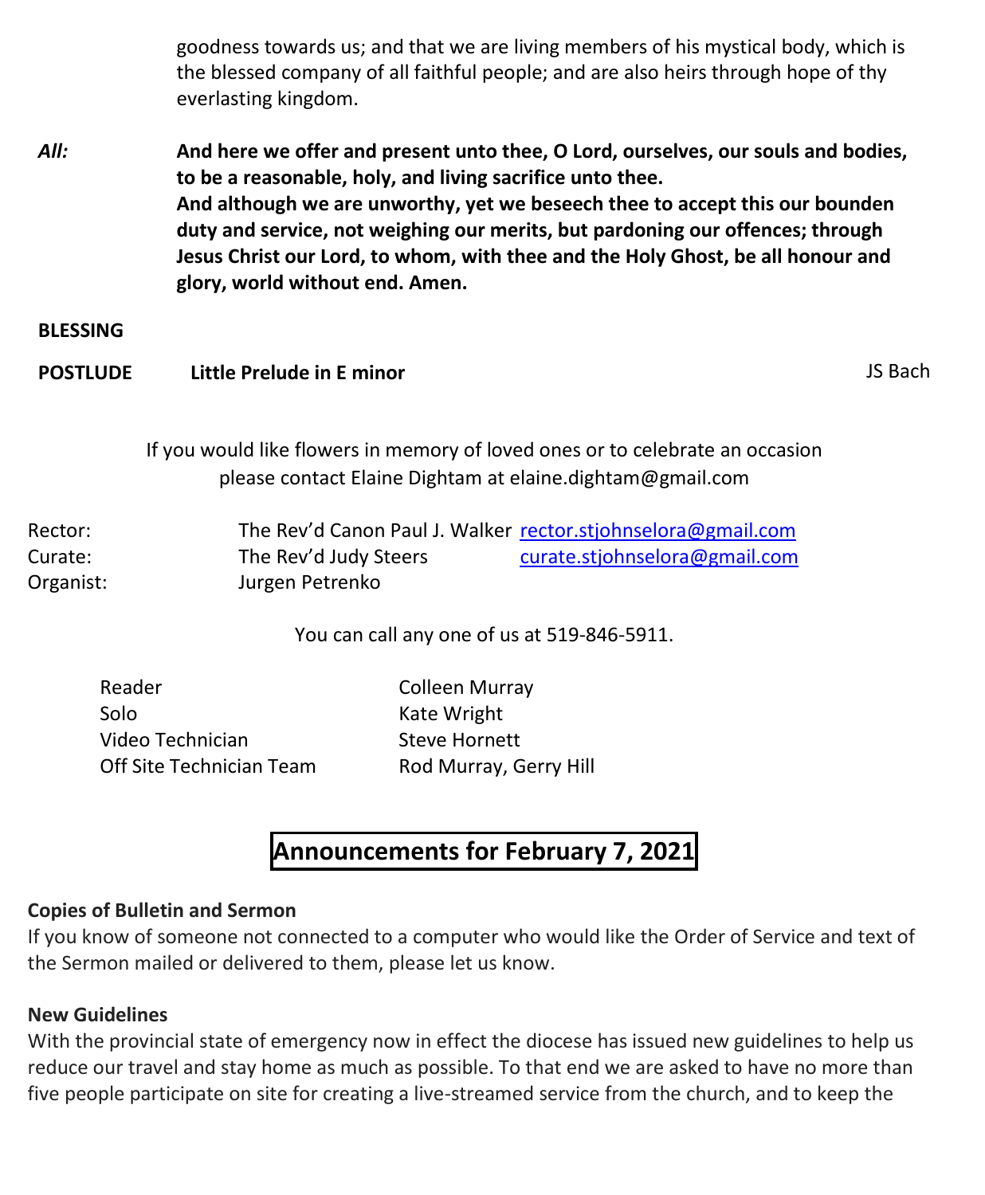goodness towards us; and that we are living members of his mystical body, which is the blessed company of all faithful people; and are also heirs through hope of thy everlasting kingdom.

*All:* **And here we offer and present unto thee, O Lord, ourselves, our souls and bodies, to be a reasonable, holy, and living sacrifice unto thee. And although we are unworthy, yet we beseech thee to accept this our bounden duty and service, not weighing our merits, but pardoning our offences; through Jesus Christ our Lord, to whom, with thee and the Holy Ghost, be all honour and glory, world without end. Amen.**

**BLESSING**

**POSTLUDE** **Little Prelude in E minor** JS Bach

If you would like flowers in memory of loved ones or to celebrate an occasion please contact Elaine Dightam at elaine.dightam@gmail.com

| | | |
|---|---|---|
| Rector: | The Rev'd Canon Paul J. Walker | rector.stjohnselora@gmail.com |
| Curate: | The Rev'd Judy Steers | curate.stjohnselora@gmail.com |
| Organist: | Jurgen Petrenko | |

You can call any one of us at 519-846-5911.

| | |
|---|---|
| Reader | Colleen Murray |
| Solo | Kate Wright |
| Video Technician | Steve Hornett |
| Off Site Technician Team | Rod Murray, Gerry Hill |

## Announcements for February 7, 2021

**Copies of Bulletin and Sermon**
If you know of someone not connected to a computer who would like the Order of Service and text of the Sermon mailed or delivered to them, please let us know.

**New Guidelines**
With the provincial state of emergency now in effect the diocese has issued new guidelines to help us reduce our travel and stay home as much as possible. To that end we are asked to have no more than five people participate on site for creating a live-streamed service from the church, and to keep the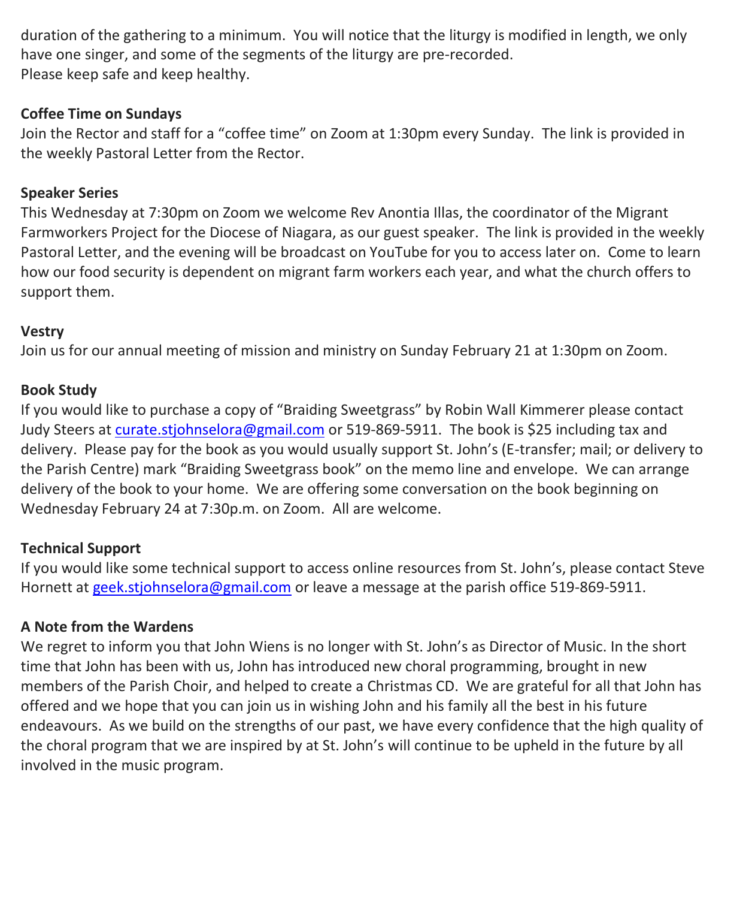duration of the gathering to a minimum. You will notice that the liturgy is modified in length, we only have one singer, and some of the segments of the liturgy are pre-recorded.
Please keep safe and keep healthy.

**Coffee Time on Sundays**
Join the Rector and staff for a "coffee time" on Zoom at 1:30pm every Sunday. The link is provided in the weekly Pastoral Letter from the Rector.

**Speaker Series**
This Wednesday at 7:30pm on Zoom we welcome Rev Anontia Illas, the coordinator of the Migrant Farmworkers Project for the Diocese of Niagara, as our guest speaker. The link is provided in the weekly Pastoral Letter, and the evening will be broadcast on YouTube for you to access later on. Come to learn how our food security is dependent on migrant farm workers each year, and what the church offers to support them.

**Vestry**
Join us for our annual meeting of mission and ministry on Sunday February 21 at 1:30pm on Zoom.

**Book Study**
If you would like to purchase a copy of "Braiding Sweetgrass" by Robin Wall Kimmerer please contact Judy Steers at curate.stjohnselora@gmail.com or 519-869-5911. The book is $25 including tax and delivery. Please pay for the book as you would usually support St. John's (E-transfer; mail; or delivery to the Parish Centre) mark "Braiding Sweetgrass book" on the memo line and envelope. We can arrange delivery of the book to your home. We are offering some conversation on the book beginning on Wednesday February 24 at 7:30p.m. on Zoom. All are welcome.

**Technical Support**
If you would like some technical support to access online resources from St. John's, please contact Steve Hornett at geek.stjohnselora@gmail.com or leave a message at the parish office 519-869-5911.

**A Note from the Wardens**
We regret to inform you that John Wiens is no longer with St. John's as Director of Music. In the short time that John has been with us, John has introduced new choral programming, brought in new members of the Parish Choir, and helped to create a Christmas CD. We are grateful for all that John has offered and we hope that you can join us in wishing John and his family all the best in his future endeavours. As we build on the strengths of our past, we have every confidence that the high quality of the choral program that we are inspired by at St. John's will continue to be upheld in the future by all involved in the music program.